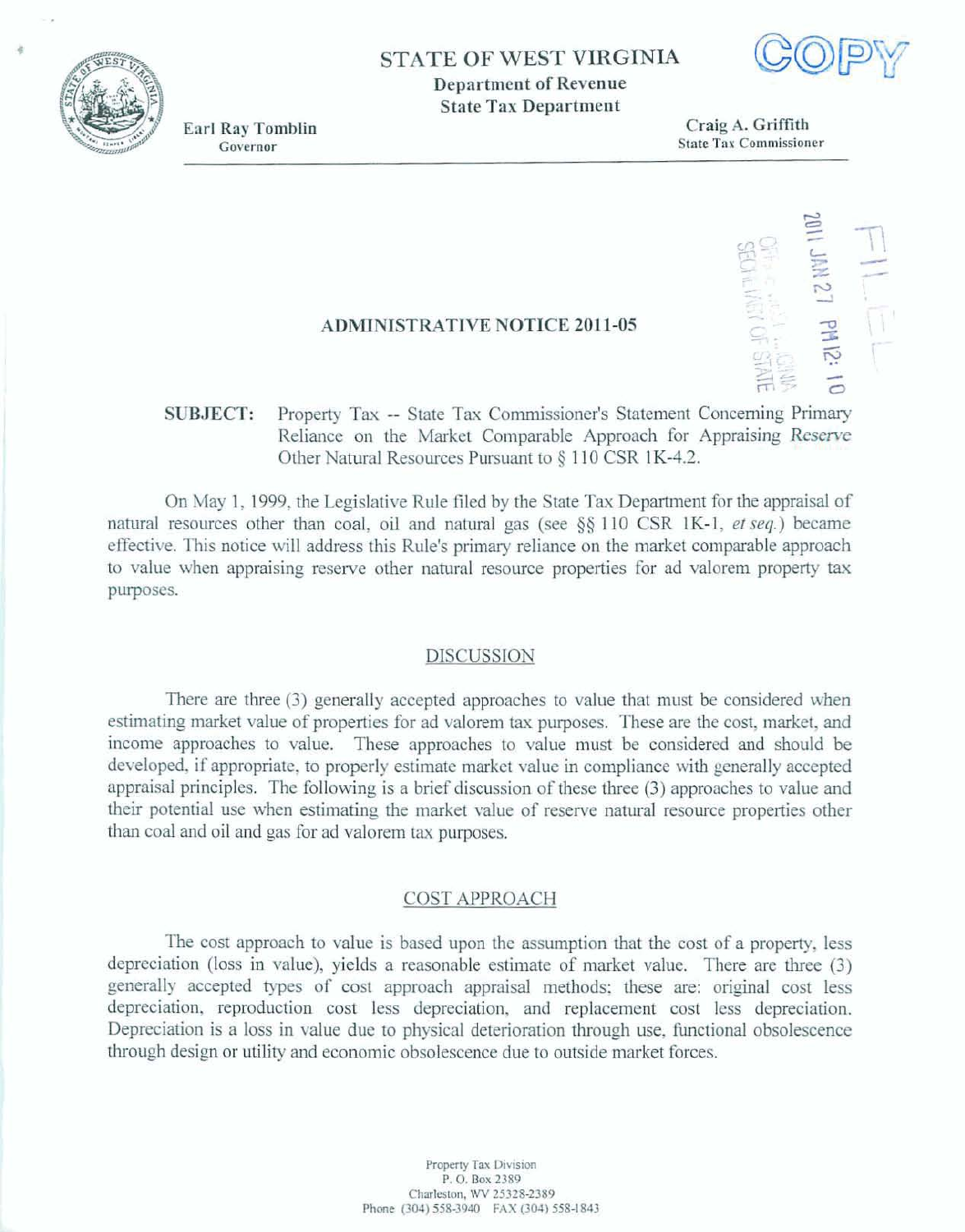# STATE OF WEST VIRGINIA

**Department of Revenue**
**State Tax Department**

COPY

**Earl Ray Tomblin**
Governor

**Craig A. Griffith**
State Tax Commissioner

FILED

2011 JAN 27 PM 12: 10

OFFICE WEST VIRGINIA SECRETARY OF STATE

## ADMINISTRATIVE NOTICE 2011-05

**SUBJECT:** Property Tax -- State Tax Commissioner's Statement Concerning Primary Reliance on the Market Comparable Approach for Appraising Reserve Other Natural Resources Pursuant to § 110 CSR 1K-4.2.

On May 1, 1999, the Legislative Rule filed by the State Tax Department for the appraisal of natural resources other than coal, oil and natural gas (see §§ 110 CSR 1K-1, *et seq.*) became effective. This notice will address this Rule's primary reliance on the market comparable approach to value when appraising reserve other natural resource properties for ad valorem property tax purposes.

### DISCUSSION

There are three (3) generally accepted approaches to value that must be considered when estimating market value of properties for ad valorem tax purposes. These are the cost, market, and income approaches to value. These approaches to value must be considered and should be developed, if appropriate, to properly estimate market value in compliance with generally accepted appraisal principles. The following is a brief discussion of these three (3) approaches to value and their potential use when estimating the market value of reserve natural resource properties other than coal and oil and gas for ad valorem tax purposes.

### COST APPROACH

The cost approach to value is based upon the assumption that the cost of a property, less depreciation (loss in value), yields a reasonable estimate of market value. There are three (3) generally accepted types of cost approach appraisal methods; these are: original cost less depreciation, reproduction cost less depreciation, and replacement cost less depreciation. Depreciation is a loss in value due to physical deterioration through use, functional obsolescence through design or utility and economic obsolescence due to outside market forces.

Property Tax Division
P. O. Box 2389
Charleston, WV 25328-2389
Phone (304) 558-3940 FAX (304) 558-1843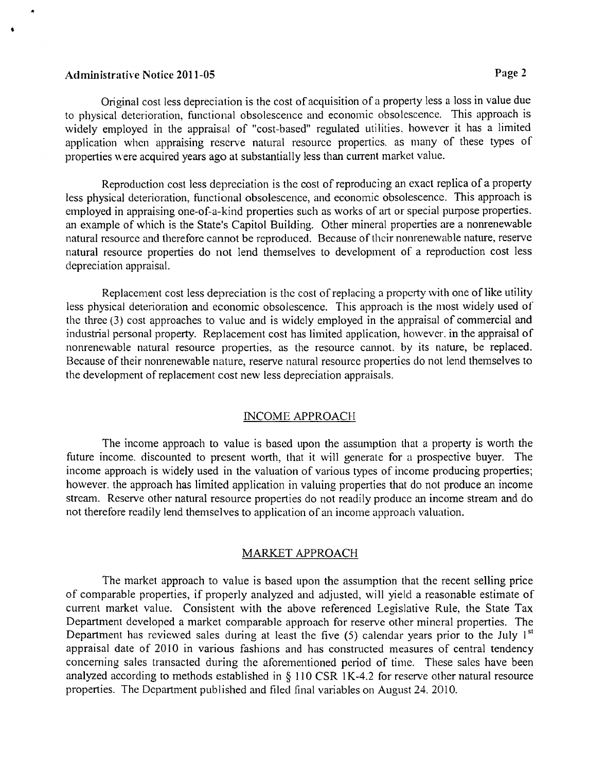Original cost less depreciation is the cost of acquisition of a property less a loss in value due to physical deterioration, functional obsolescence and economic obsolescence. This approach is widely employed in the appraisal of "cost-based" regulated utilities, however it has a limited application when appraising reserve natural resource properties, as many of these types of properties were acquired years ago at substantially less than current market value.

Reproduction cost less depreciation is the cost of reproducing an exact replica of a property less physical deterioration, functional obsolescence, and economic obsolescence. This approach is employed in appraising one-of-a-kind properties such as works of art or special purpose properties, an example of which is the State's Capitol Building. Other mineral properties are a nonrenewable natural resource and therefore cannot be reproduced. Because of their nonrenewable nature, reserve natural resource properties do not lend themselves to development of a reproduction cost less depreciation appraisal.

Replacement cost less depreciation is the cost of replacing a property with one of like utility less physical deterioration and economic obsolescence. This approach is the most widely used of the three (3) cost approaches to value and is widely employed in the appraisal of commercial and industrial personal property. Replacement cost has limited application, however, in the appraisal of nonrenewable natural resource properties, as the resource cannot, by its nature, be replaced. Because of their nonrenewable nature, reserve natural resource properties do not lend themselves to the development of replacement cost new less depreciation appraisals.

## INCOME APPROACH

The income approach to value is based upon the assumption that a property is worth the future income, discounted to present worth, that it will generate for a prospective buyer. The income approach is widely used in the valuation of various types of income producing properties; however, the approach has limited application in valuing properties that do not produce an income stream. Reserve other natural resource properties do not readily produce an income stream and do not therefore readily lend themselves to application of an income approach valuation.

## MARKET APPROACH

The market approach to value is based upon the assumption that the recent selling price of comparable properties, if properly analyzed and adjusted, will yield a reasonable estimate of current market value. Consistent with the above referenced Legislative Rule, the State Tax Department developed a market comparable approach for reserve other mineral properties. The Department has reviewed sales during at least the five (5) calendar years prior to the July 1st appraisal date of 2010 in various fashions and has constructed measures of central tendency concerning sales transacted during the aforementioned period of time. These sales have been analyzed according to methods established in § 110 CSR 1K-4.2 for reserve other natural resource properties. The Department published and filed final variables on August 24, 2010.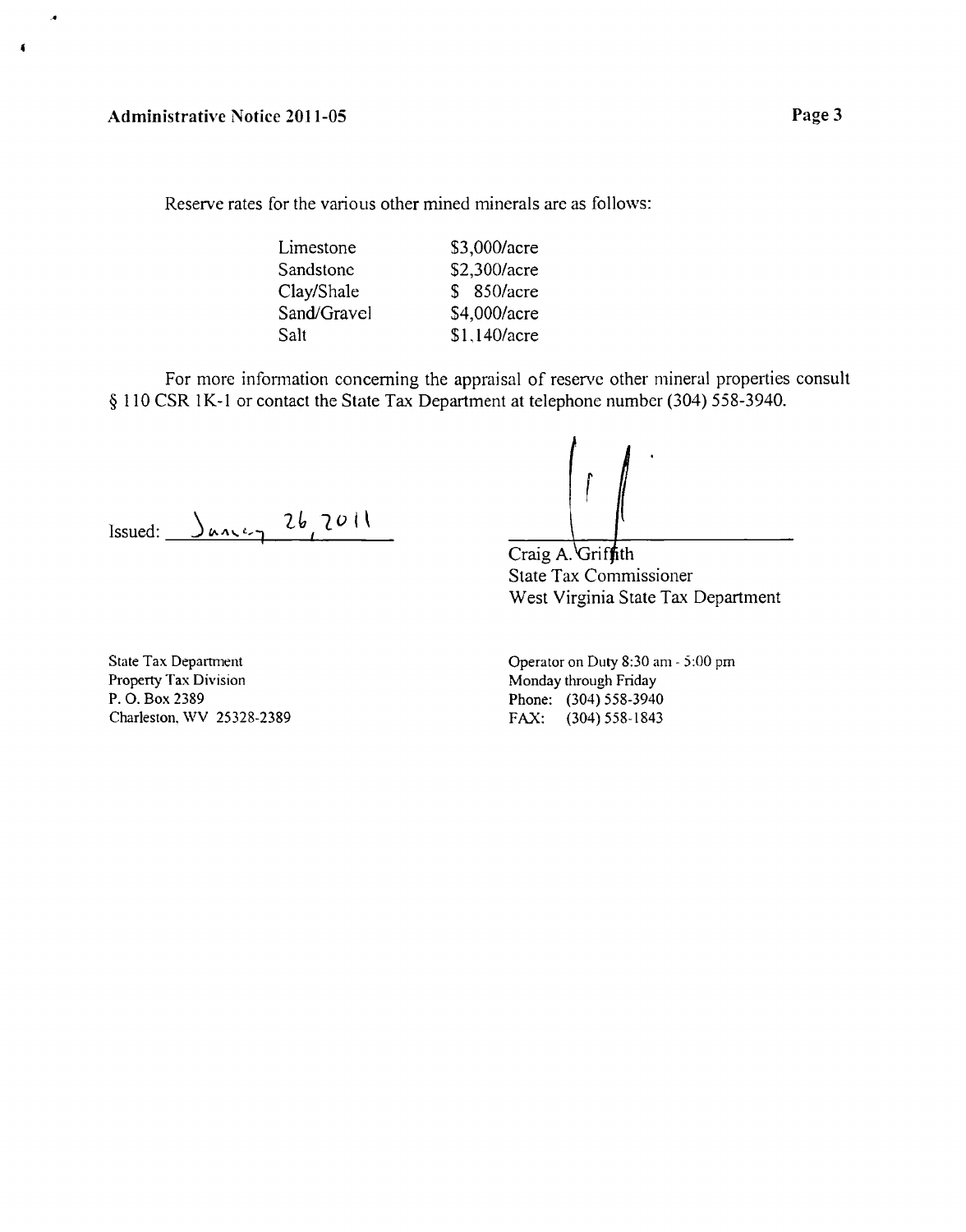Reserve rates for the various other mined minerals are as follows:

| | |
|---|---|
| Limestone | \$3,000/acre |
| Sandstone | \$2,300/acre |
| Clay/Shale | \$ 850/acre |
| Sand/Gravel | \$4,000/acre |
| Salt | \$1,140/acre |

For more information concerning the appraisal of reserve other mineral properties consult § 110 CSR 1K-1 or contact the State Tax Department at telephone number (304) 558-3940.

Issued: January 26, 2011

Craig A. Griffith
State Tax Commissioner
West Virginia State Tax Department

State Tax Department
Property Tax Division
P. O. Box 2389
Charleston, WV 25328-2389

Operator on Duty 8:30 am - 5:00 pm
Monday through Friday
Phone: (304) 558-3940
FAX: (304) 558-1843